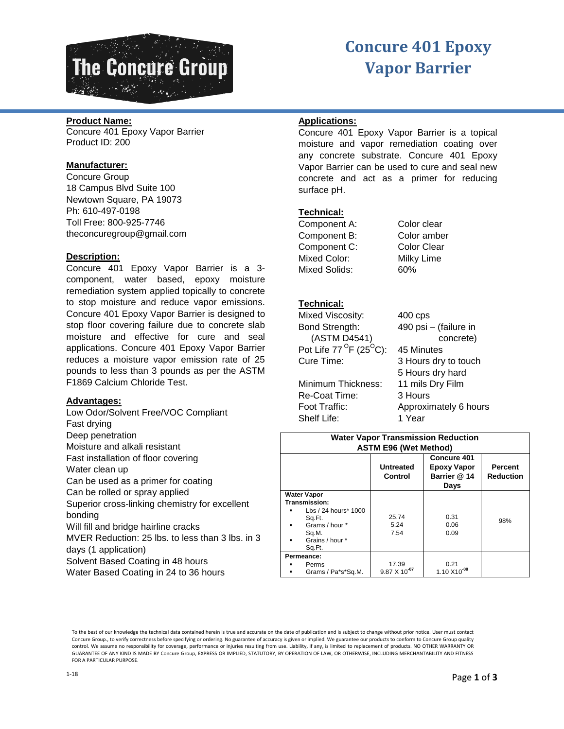# Concure 401 Epoxy Vapor Barrier

The Concure Group

**Product Name:**
Concure 401 Epoxy Vapor Barrier
Product ID: 200

**Manufacturer:**
Concure Group
18 Campus Blvd Suite 100
Newtown Square, PA 19073
Ph: 610-497-0198
Toll Free: 800-925-7746
theconcuregroup@gmail.com

**Description:**
Concure 401 Epoxy Vapor Barrier is a 3-component, water based, epoxy moisture remediation system applied topically to concrete to stop moisture and reduce vapor emissions. Concure 401 Epoxy Vapor Barrier is designed to stop floor covering failure due to concrete slab moisture and effective for cure and seal applications. Concure 401 Epoxy Vapor Barrier reduces a moisture vapor emission rate of 25 pounds to less than 3 pounds as per the ASTM F1869 Calcium Chloride Test.

**Advantages:**
Low Odor/Solvent Free/VOC Compliant
Fast drying
Deep penetration
Moisture and alkali resistant
Fast installation of floor covering
Water clean up
Can be used as a primer for coating
Can be rolled or spray applied
Superior cross-linking chemistry for excellent bonding
Will fill and bridge hairline cracks
MVER Reduction: 25 lbs. to less than 3 lbs. in 3 days (1 application)
Solvent Based Coating in 48 hours
Water Based Coating in 24 to 36 hours

**Applications:**
Concure 401 Epoxy Vapor Barrier is a topical moisture and vapor remediation coating over any concrete substrate. Concure 401 Epoxy Vapor Barrier can be used to cure and seal new concrete and act as a primer for reducing surface pH.

**Technical:**

| | |
|---|---|
| Component A: | Color clear |
| Component B: | Color amber |
| Component C: | Color Clear |
| Mixed Color: | Milky Lime |
| Mixed Solids: | 60% |

**Technical:**

| | |
|---|---|
| Mixed Viscosity: | 400 cps |
| Bond Strength: (ASTM D4541) | 490 psi – (failure in concrete) |
| Pot Life 77 °F (25°C): | 45 Minutes |
| Cure Time: | 3 Hours dry to touch<br>5 Hours dry hard |
| Minimum Thickness: | 11 mils Dry Film |
| Re-Coat Time: | 3 Hours |
| Foot Traffic: | Approximately 6 hours |
| Shelf Life: | 1 Year |

**Water Vapor Transmission Reduction ASTM E96 (Wet Method)**

| | Untreated Control | Concure 401 Epoxy Vapor Barrier @ 14 Days | Percent Reduction |
|---|---|---|---|
| **Water Vapor Transmission:** | | | |
| ▪ Lbs / 24 hours* 1000 Sq.Ft. | 25.74 | 0.31 | 98% |
| ▪ Grams / hour * Sq.M. | 5.24 | 0.06 | |
| ▪ Grains / hour * Sq.Ft. | 7.54 | 0.09 | |
| **Permeance:** | | | |
| ▪ Perms | 17.39 | 0.21 | |
| ▪ Grams / Pa*s*Sq.M. | $9.87 \times 10^{-07}$ | $1.10 \times 10^{-08}$ | |

To the best of our knowledge the technical data contained herein is true and accurate on the date of publication and is subject to change without prior notice. User must contact Concure Group., to verify correctness before specifying or ordering. No guarantee of accuracy is given or implied. We guarantee our products to conform to Concure Group quality control. We assume no responsibility for coverage, performance or injuries resulting from use. Liability, if any, is limited to replacement of products. NO OTHER WARRANTY OR GUARANTEE OF ANY KIND IS MADE BY Concure Group, EXPRESS OR IMPLIED, STATUTORY, BY OPERATION OF LAW, OR OTHERWISE, INCLUDING MERCHANTABILITY AND FITNESS FOR A PARTICULAR PURPOSE.

1-18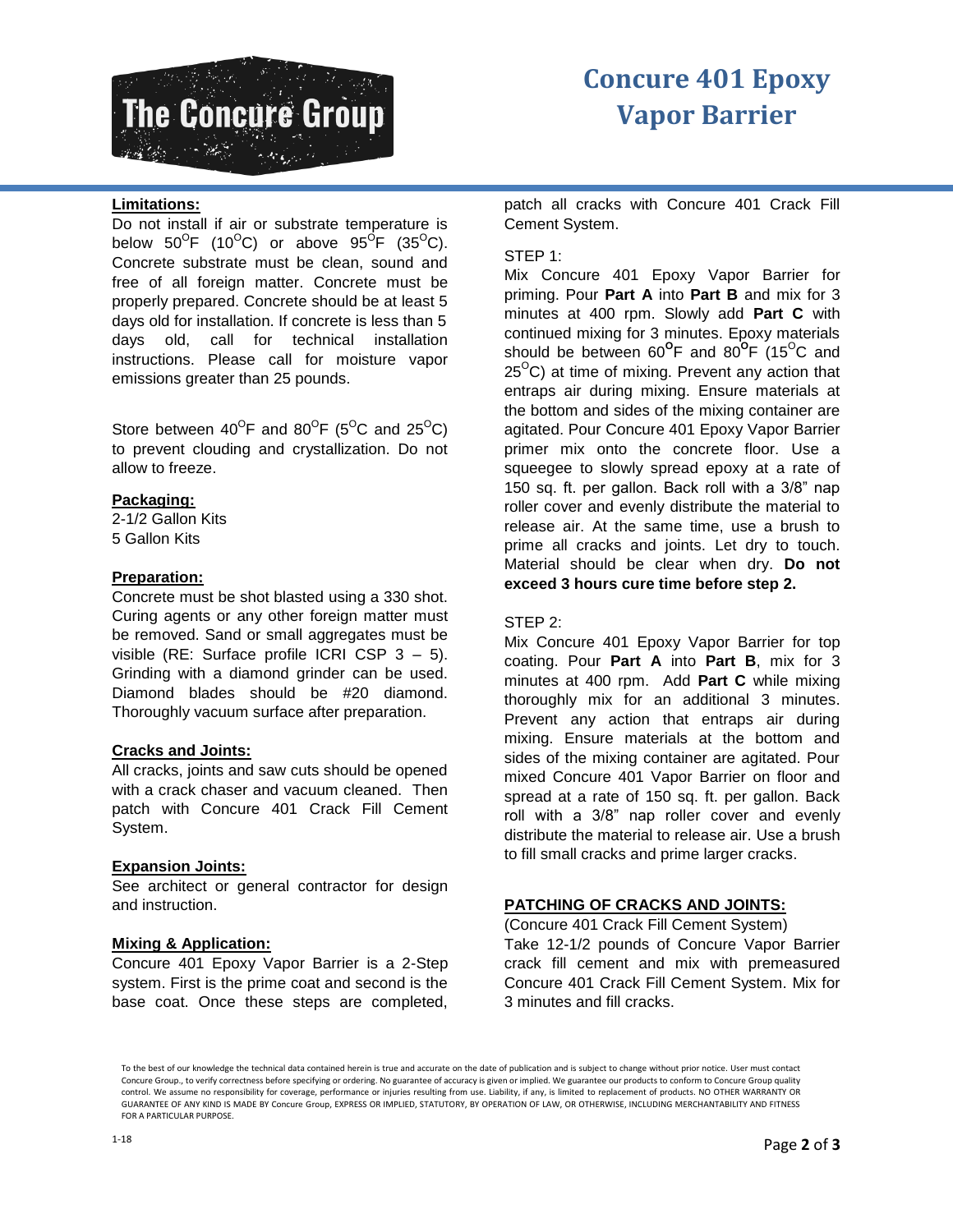# Concure 401 Epoxy Vapor Barrier

**Limitations:**

Do not install if air or substrate temperature is below 50°F (10°C) or above 95°F (35°C). Concrete substrate must be clean, sound and free of all foreign matter. Concrete must be properly prepared. Concrete should be at least 5 days old for installation. If concrete is less than 5 days old, call for technical installation instructions. Please call for moisture vapor emissions greater than 25 pounds.

Store between 40°F and 80°F (5°C and 25°C) to prevent clouding and crystallization. Do not allow to freeze.

**Packaging:**

2-1/2 Gallon Kits
5 Gallon Kits

**Preparation:**

Concrete must be shot blasted using a 330 shot. Curing agents or any other foreign matter must be removed. Sand or small aggregates must be visible (RE: Surface profile ICRI CSP 3 – 5). Grinding with a diamond grinder can be used. Diamond blades should be #20 diamond. Thoroughly vacuum surface after preparation.

**Cracks and Joints:**

All cracks, joints and saw cuts should be opened with a crack chaser and vacuum cleaned. Then patch with Concure 401 Crack Fill Cement System.

**Expansion Joints:**

See architect or general contractor for design and instruction.

**Mixing & Application:**

Concure 401 Epoxy Vapor Barrier is a 2-Step system. First is the prime coat and second is the base coat. Once these steps are completed, patch all cracks with Concure 401 Crack Fill Cement System.

STEP 1:

Mix Concure 401 Epoxy Vapor Barrier for priming. Pour **Part A** into **Part B** and mix for 3 minutes at 400 rpm. Slowly add **Part C** with continued mixing for 3 minutes. Epoxy materials should be between 60°F and 80°F (15°C and 25°C) at time of mixing. Prevent any action that entraps air during mixing. Ensure materials at the bottom and sides of the mixing container are agitated. Pour Concure 401 Epoxy Vapor Barrier primer mix onto the concrete floor. Use a squeegee to slowly spread epoxy at a rate of 150 sq. ft. per gallon. Back roll with a 3/8" nap roller cover and evenly distribute the material to release air. At the same time, use a brush to prime all cracks and joints. Let dry to touch. Material should be clear when dry. **Do not exceed 3 hours cure time before step 2.**

STEP 2:

Mix Concure 401 Epoxy Vapor Barrier for top coating. Pour **Part A** into **Part B**, mix for 3 minutes at 400 rpm. Add **Part C** while mixing thoroughly mix for an additional 3 minutes. Prevent any action that entraps air during mixing. Ensure materials at the bottom and sides of the mixing container are agitated. Pour mixed Concure 401 Vapor Barrier on floor and spread at a rate of 150 sq. ft. per gallon. Back roll with a 3/8" nap roller cover and evenly distribute the material to release air. Use a brush to fill small cracks and prime larger cracks.

**PATCHING OF CRACKS AND JOINTS:**

(Concure 401 Crack Fill Cement System)
Take 12-1/2 pounds of Concure Vapor Barrier crack fill cement and mix with premeasured Concure 401 Crack Fill Cement System. Mix for 3 minutes and fill cracks.

To the best of our knowledge the technical data contained herein is true and accurate on the date of publication and is subject to change without prior notice. User must contact Concure Group., to verify correctness before specifying or ordering. No guarantee of accuracy is given or implied. We guarantee our products to conform to Concure Group quality control. We assume no responsibility for coverage, performance or injuries resulting from use. Liability, if any, is limited to replacement of products. NO OTHER WARRANTY OR GUARANTEE OF ANY KIND IS MADE BY Concure Group, EXPRESS OR IMPLIED, STATUTORY, BY OPERATION OF LAW, OR OTHERWISE, INCLUDING MERCHANTABILITY AND FITNESS FOR A PARTICULAR PURPOSE.

1-18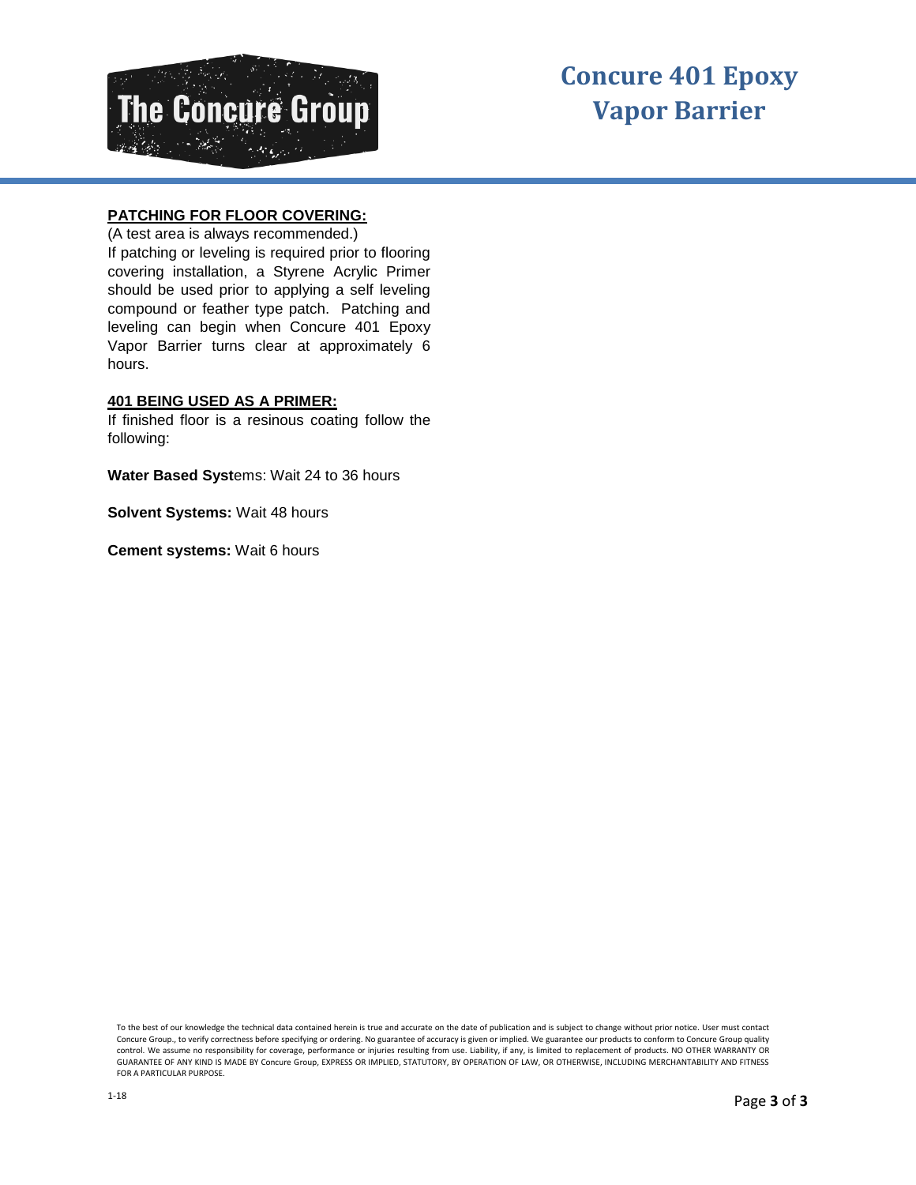**PATCHING FOR FLOOR COVERING:**

(A test area is always recommended.)

If patching or leveling is required prior to flooring covering installation, a Styrene Acrylic Primer should be used prior to applying a self leveling compound or feather type patch. Patching and leveling can begin when Concure 401 Epoxy Vapor Barrier turns clear at approximately 6 hours.

**401 BEING USED AS A PRIMER:**

If finished floor is a resinous coating follow the following:

**Water Based Syst**ems: Wait 24 to 36 hours

**Solvent Systems:** Wait 48 hours

**Cement systems:** Wait 6 hours

To the best of our knowledge the technical data contained herein is true and accurate on the date of publication and is subject to change without prior notice. User must contact Concure Group., to verify correctness before specifying or ordering. No guarantee of accuracy is given or implied. We guarantee our products to conform to Concure Group quality control. We assume no responsibility for coverage, performance or injuries resulting from use. Liability, if any, is limited to replacement of products. NO OTHER WARRANTY OR GUARANTEE OF ANY KIND IS MADE BY Concure Group, EXPRESS OR IMPLIED, STATUTORY, BY OPERATION OF LAW, OR OTHERWISE, INCLUDING MERCHANTABILITY AND FITNESS FOR A PARTICULAR PURPOSE.

1-18